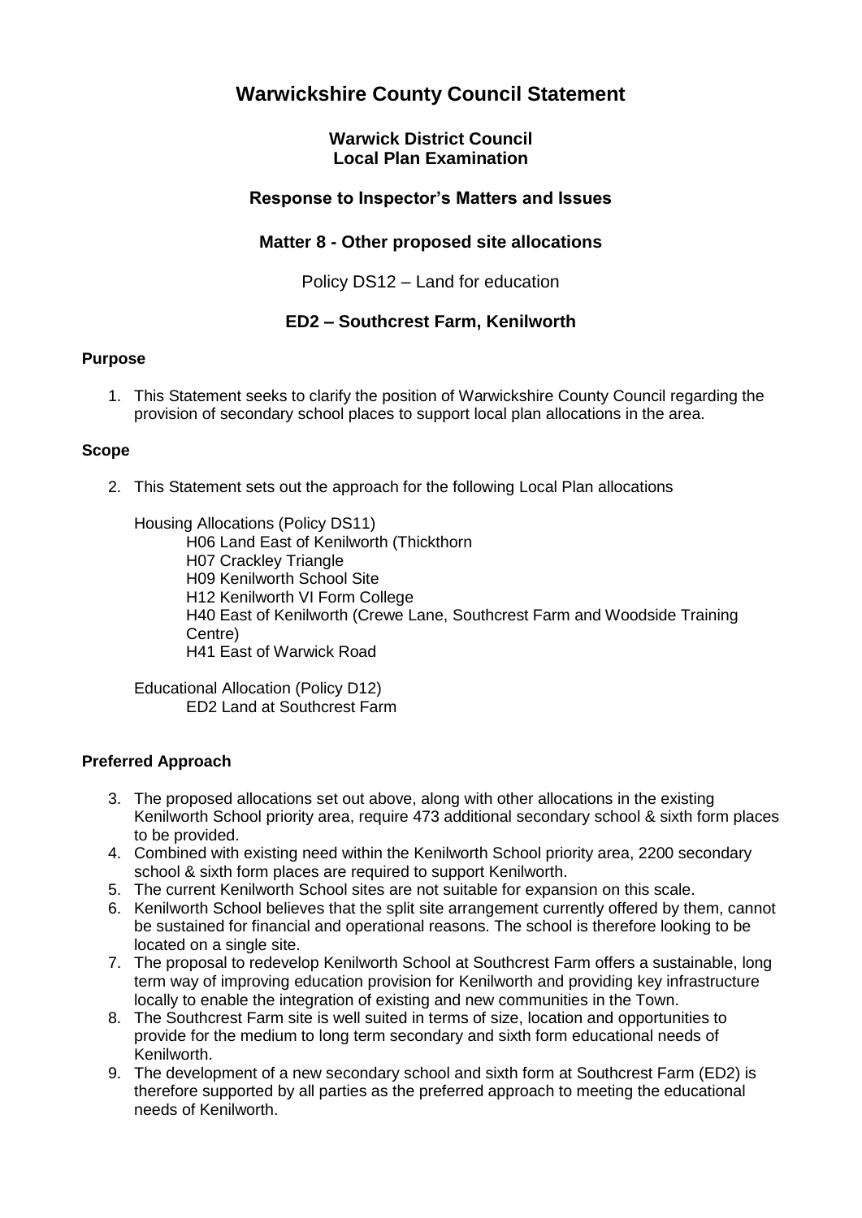# Warwickshire County Council Statement

### Warwick District Council
### Local Plan Examination

### Response to Inspector's Matters and Issues

### Matter 8 - Other proposed site allocations

Policy DS12 – Land for education

### ED2 – Southcrest Farm, Kenilworth

**Purpose**

1. This Statement seeks to clarify the position of Warwickshire County Council regarding the provision of secondary school places to support local plan allocations in the area.

**Scope**

2. This Statement sets out the approach for the following Local Plan allocations

   Housing Allocations (Policy DS11)
      H06 Land East of Kenilworth (Thickthorn
      H07 Crackley Triangle
      H09 Kenilworth School Site
      H12 Kenilworth VI Form College
      H40 East of Kenilworth (Crewe Lane, Southcrest Farm and Woodside Training Centre)
      H41 East of Warwick Road

   Educational Allocation (Policy D12)
      ED2 Land at Southcrest Farm

**Preferred Approach**

3. The proposed allocations set out above, along with other allocations in the existing Kenilworth School priority area, require 473 additional secondary school & sixth form places to be provided.
4. Combined with existing need within the Kenilworth School priority area, 2200 secondary school & sixth form places are required to support Kenilworth.
5. The current Kenilworth School sites are not suitable for expansion on this scale.
6. Kenilworth School believes that the split site arrangement currently offered by them, cannot be sustained for financial and operational reasons. The school is therefore looking to be located on a single site.
7. The proposal to redevelop Kenilworth School at Southcrest Farm offers a sustainable, long term way of improving education provision for Kenilworth and providing key infrastructure locally to enable the integration of existing and new communities in the Town.
8. The Southcrest Farm site is well suited in terms of size, location and opportunities to provide for the medium to long term secondary and sixth form educational needs of Kenilworth.
9. The development of a new secondary school and sixth form at Southcrest Farm (ED2) is therefore supported by all parties as the preferred approach to meeting the educational needs of Kenilworth.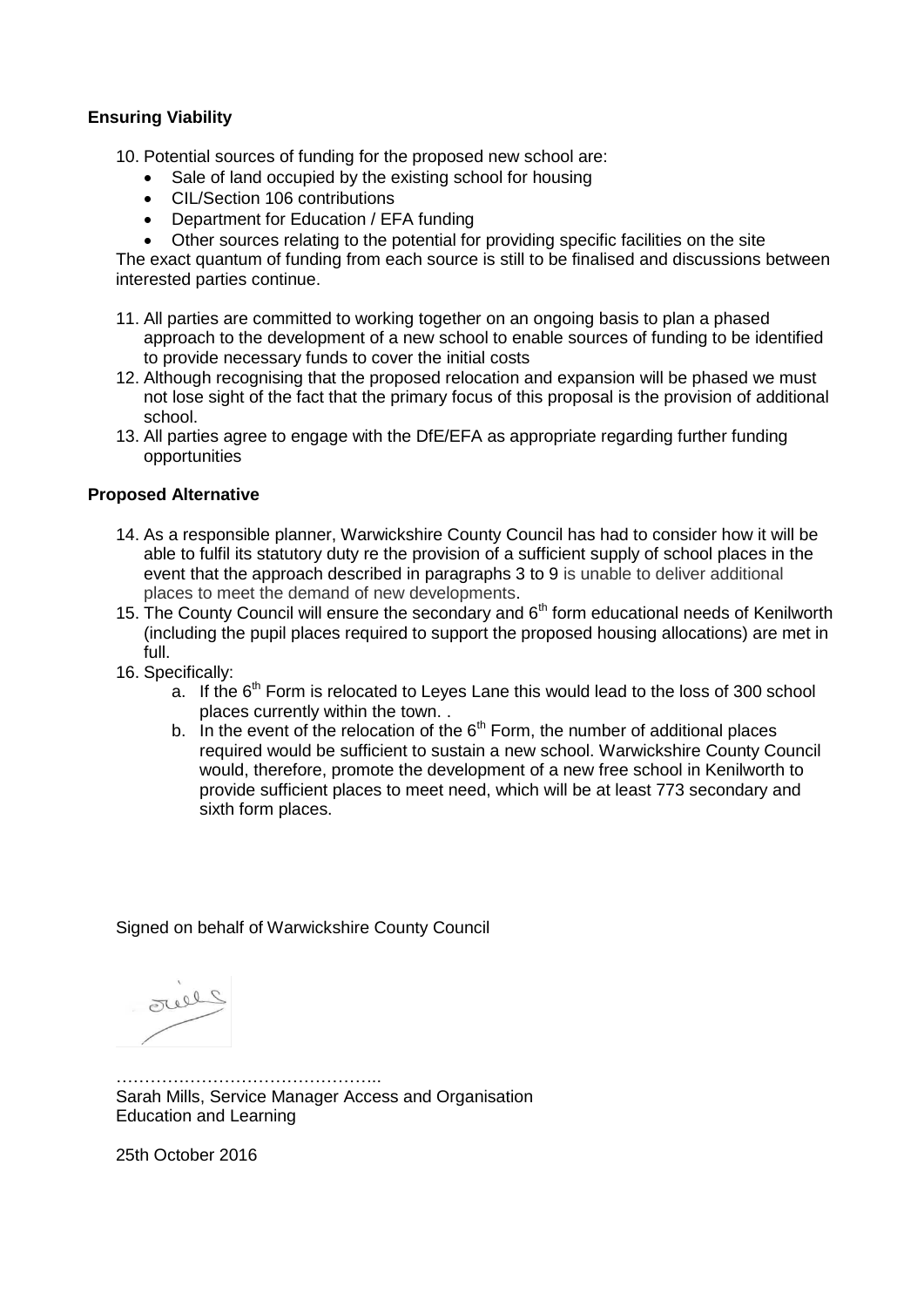**Ensuring Viability**

10. Potential sources of funding for the proposed new school are:
    - Sale of land occupied by the existing school for housing
    - CIL/Section 106 contributions
    - Department for Education / EFA funding
    - Other sources relating to the potential for providing specific facilities on the site

The exact quantum of funding from each source is still to be finalised and discussions between interested parties continue.

11. All parties are committed to working together on an ongoing basis to plan a phased approach to the development of a new school to enable sources of funding to be identified to provide necessary funds to cover the initial costs
12. Although recognising that the proposed relocation and expansion will be phased we must not lose sight of the fact that the primary focus of this proposal is the provision of additional school.
13. All parties agree to engage with the DfE/EFA as appropriate regarding further funding opportunities

**Proposed Alternative**

14. As a responsible planner, Warwickshire County Council has had to consider how it will be able to fulfil its statutory duty re the provision of a sufficient supply of school places in the event that the approach described in paragraphs 3 to 9 is unable to deliver additional places to meet the demand of new developments.
15. The County Council will ensure the secondary and 6th form educational needs of Kenilworth (including the pupil places required to support the proposed housing allocations) are met in full.
16. Specifically:
    a. If the 6th Form is relocated to Leyes Lane this would lead to the loss of 300 school places currently within the town. .
    b. In the event of the relocation of the 6th Form, the number of additional places required would be sufficient to sustain a new school. Warwickshire County Council would, therefore, promote the development of a new free school in Kenilworth to provide sufficient places to meet need, which will be at least 773 secondary and sixth form places.

Signed on behalf of Warwickshire County Council

………………………………………..
Sarah Mills, Service Manager Access and Organisation
Education and Learning

25th October 2016